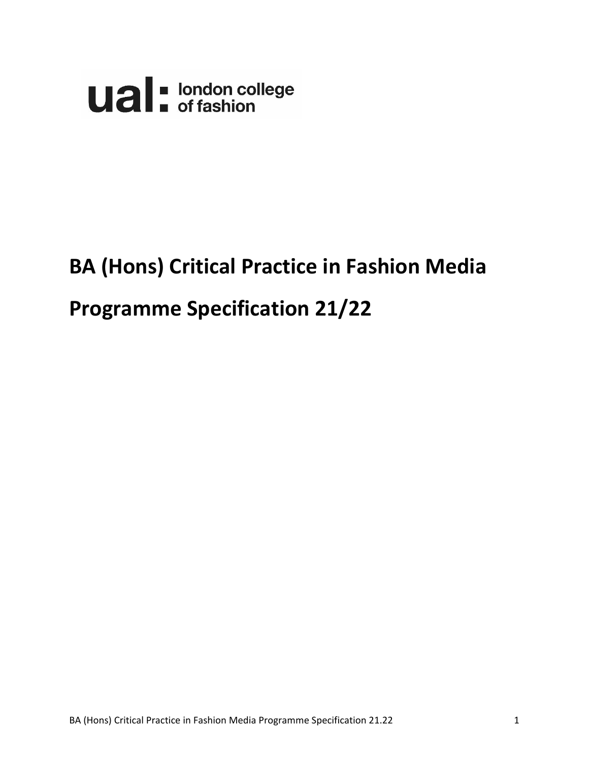ual: london college of fashion

# BA (Hons) Critical Practice in Fashion Media

# Programme Specification 21/22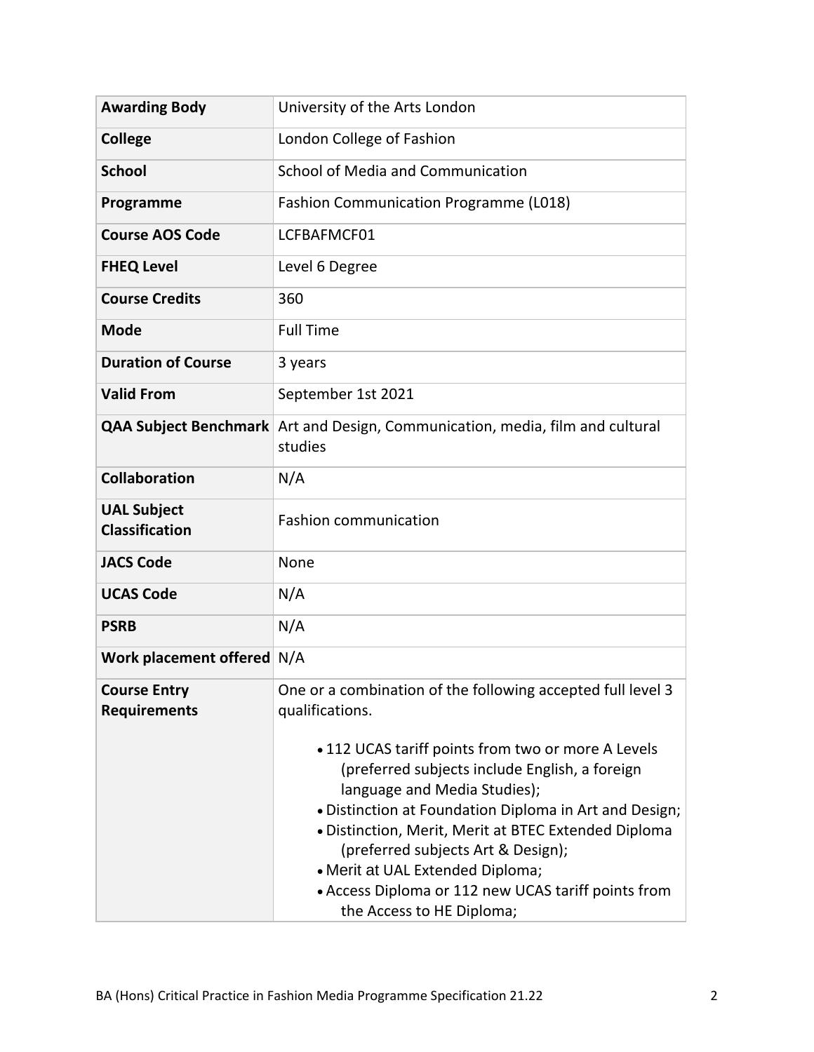| | |
|---|---|
| **Awarding Body** | University of the Arts London |
| **College** | London College of Fashion |
| **School** | School of Media and Communication |
| **Programme** | Fashion Communication Programme (L018) |
| **Course AOS Code** | LCFBAFMCF01 |
| **FHEQ Level** | Level 6 Degree |
| **Course Credits** | 360 |
| **Mode** | Full Time |
| **Duration of Course** | 3 years |
| **Valid From** | September 1st 2021 |
| **QAA Subject Benchmark** | Art and Design, Communication, media, film and cultural studies |
| **Collaboration** | N/A |
| **UAL Subject Classification** | Fashion communication |
| **JACS Code** | None |
| **UCAS Code** | N/A |
| **PSRB** | N/A |
| **Work placement offered** | N/A |
| **Course Entry Requirements** | One or a combination of the following accepted full level 3 qualifications.<br><br>• 112 UCAS tariff points from two or more A Levels (preferred subjects include English, a foreign language and Media Studies);<br>• Distinction at Foundation Diploma in Art and Design;<br>• Distinction, Merit, Merit at BTEC Extended Diploma (preferred subjects Art & Design);<br>• Merit at UAL Extended Diploma;<br>• Access Diploma or 112 new UCAS tariff points from the Access to HE Diploma; |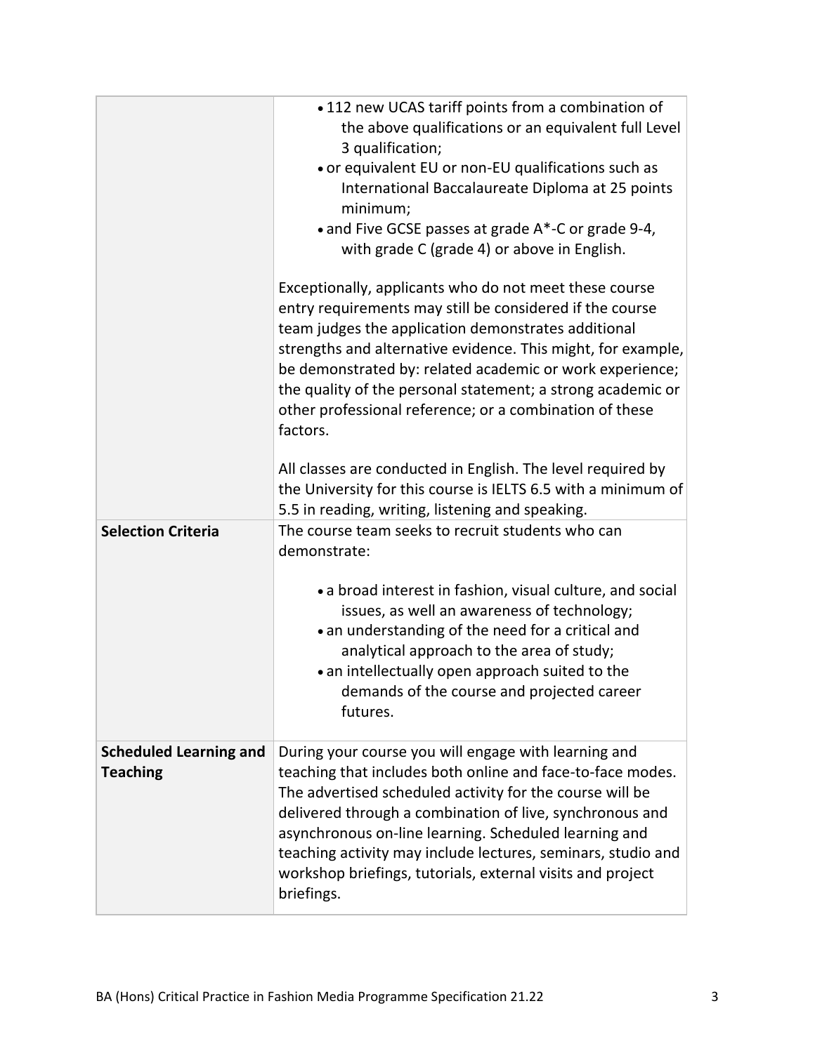| | |
|---|---|
| | • 112 new UCAS tariff points from a combination of the above qualifications or an equivalent full Level 3 qualification;<br>• or equivalent EU or non-EU qualifications such as International Baccalaureate Diploma at 25 points minimum;<br>• and Five GCSE passes at grade A*-C or grade 9-4, with grade C (grade 4) or above in English.<br><br>Exceptionally, applicants who do not meet these course entry requirements may still be considered if the course team judges the application demonstrates additional strengths and alternative evidence. This might, for example, be demonstrated by: related academic or work experience; the quality of the personal statement; a strong academic or other professional reference; or a combination of these factors.<br><br>All classes are conducted in English. The level required by the University for this course is IELTS 6.5 with a minimum of 5.5 in reading, writing, listening and speaking. |
| **Selection Criteria** | The course team seeks to recruit students who can demonstrate:<br><br>• a broad interest in fashion, visual culture, and social issues, as well an awareness of technology;<br>• an understanding of the need for a critical and analytical approach to the area of study;<br>• an intellectually open approach suited to the demands of the course and projected career futures. |
| **Scheduled Learning and Teaching** | During your course you will engage with learning and teaching that includes both online and face-to-face modes. The advertised scheduled activity for the course will be delivered through a combination of live, synchronous and asynchronous on-line learning. Scheduled learning and teaching activity may include lectures, seminars, studio and workshop briefings, tutorials, external visits and project briefings. |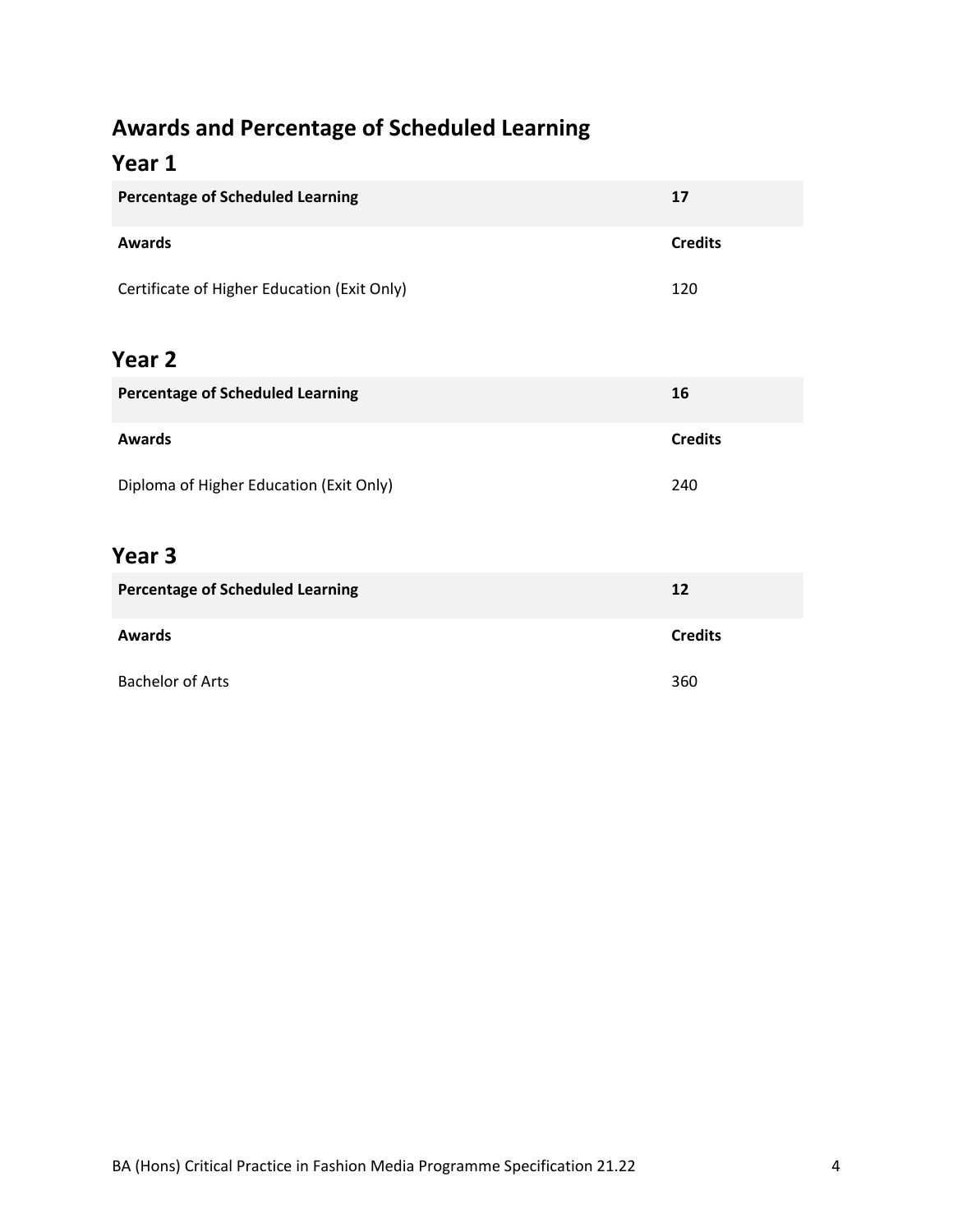## Awards and Percentage of Scheduled Learning

### Year 1

| **Percentage of Scheduled Learning** | **17** |
| --- | --- |
| **Awards** | **Credits** |
| Certificate of Higher Education (Exit Only) | 120 |

### Year 2

| **Percentage of Scheduled Learning** | **16** |
| --- | --- |
| **Awards** | **Credits** |
| Diploma of Higher Education (Exit Only) | 240 |

### Year 3

| **Percentage of Scheduled Learning** | **12** |
| --- | --- |
| **Awards** | **Credits** |
| Bachelor of Arts | 360 |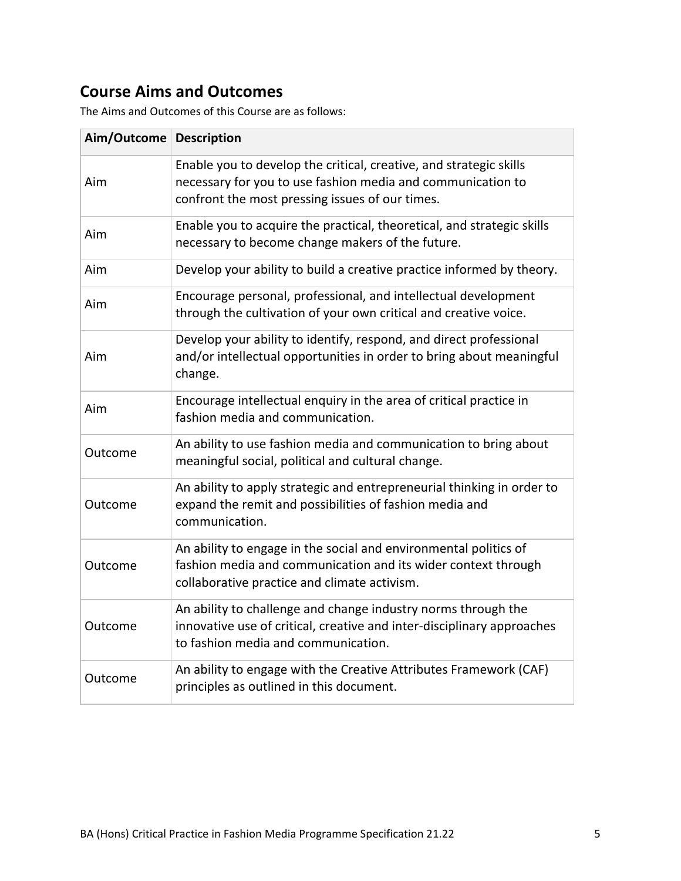## Course Aims and Outcomes

The Aims and Outcomes of this Course are as follows:

| Aim/Outcome | Description |
|---|---|
| Aim | Enable you to develop the critical, creative, and strategic skills necessary for you to use fashion media and communication to confront the most pressing issues of our times. |
| Aim | Enable you to acquire the practical, theoretical, and strategic skills necessary to become change makers of the future. |
| Aim | Develop your ability to build a creative practice informed by theory. |
| Aim | Encourage personal, professional, and intellectual development through the cultivation of your own critical and creative voice. |
| Aim | Develop your ability to identify, respond, and direct professional and/or intellectual opportunities in order to bring about meaningful change. |
| Aim | Encourage intellectual enquiry in the area of critical practice in fashion media and communication. |
| Outcome | An ability to use fashion media and communication to bring about meaningful social, political and cultural change. |
| Outcome | An ability to apply strategic and entrepreneurial thinking in order to expand the remit and possibilities of fashion media and communication. |
| Outcome | An ability to engage in the social and environmental politics of fashion media and communication and its wider context through collaborative practice and climate activism. |
| Outcome | An ability to challenge and change industry norms through the innovative use of critical, creative and inter-disciplinary approaches to fashion media and communication. |
| Outcome | An ability to engage with the Creative Attributes Framework (CAF) principles as outlined in this document. |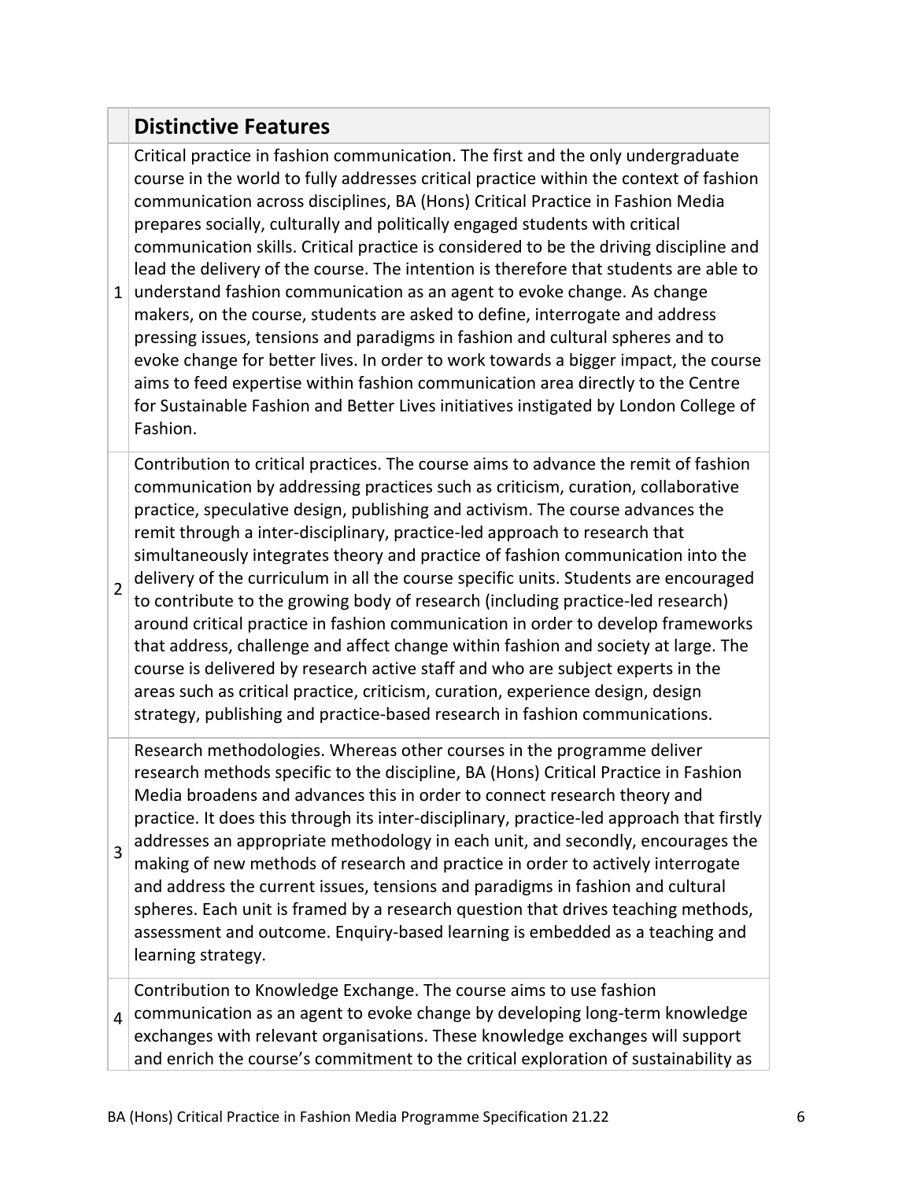| | Distinctive Features |
|---|---|
| 1 | Critical practice in fashion communication. The first and the only undergraduate course in the world to fully addresses critical practice within the context of fashion communication across disciplines, BA (Hons) Critical Practice in Fashion Media prepares socially, culturally and politically engaged students with critical communication skills. Critical practice is considered to be the driving discipline and lead the delivery of the course. The intention is therefore that students are able to understand fashion communication as an agent to evoke change. As change makers, on the course, students are asked to define, interrogate and address pressing issues, tensions and paradigms in fashion and cultural spheres and to evoke change for better lives. In order to work towards a bigger impact, the course aims to feed expertise within fashion communication area directly to the Centre for Sustainable Fashion and Better Lives initiatives instigated by London College of Fashion. |
| 2 | Contribution to critical practices. The course aims to advance the remit of fashion communication by addressing practices such as criticism, curation, collaborative practice, speculative design, publishing and activism. The course advances the remit through a inter-disciplinary, practice-led approach to research that simultaneously integrates theory and practice of fashion communication into the delivery of the curriculum in all the course specific units. Students are encouraged to contribute to the growing body of research (including practice-led research) around critical practice in fashion communication in order to develop frameworks that address, challenge and affect change within fashion and society at large. The course is delivered by research active staff and who are subject experts in the areas such as critical practice, criticism, curation, experience design, design strategy, publishing and practice-based research in fashion communications. |
| 3 | Research methodologies. Whereas other courses in the programme deliver research methods specific to the discipline, BA (Hons) Critical Practice in Fashion Media broadens and advances this in order to connect research theory and practice. It does this through its inter-disciplinary, practice-led approach that firstly addresses an appropriate methodology in each unit, and secondly, encourages the making of new methods of research and practice in order to actively interrogate and address the current issues, tensions and paradigms in fashion and cultural spheres. Each unit is framed by a research question that drives teaching methods, assessment and outcome. Enquiry-based learning is embedded as a teaching and learning strategy. |
| 4 | Contribution to Knowledge Exchange. The course aims to use fashion communication as an agent to evoke change by developing long-term knowledge exchanges with relevant organisations. These knowledge exchanges will support and enrich the course's commitment to the critical exploration of sustainability as |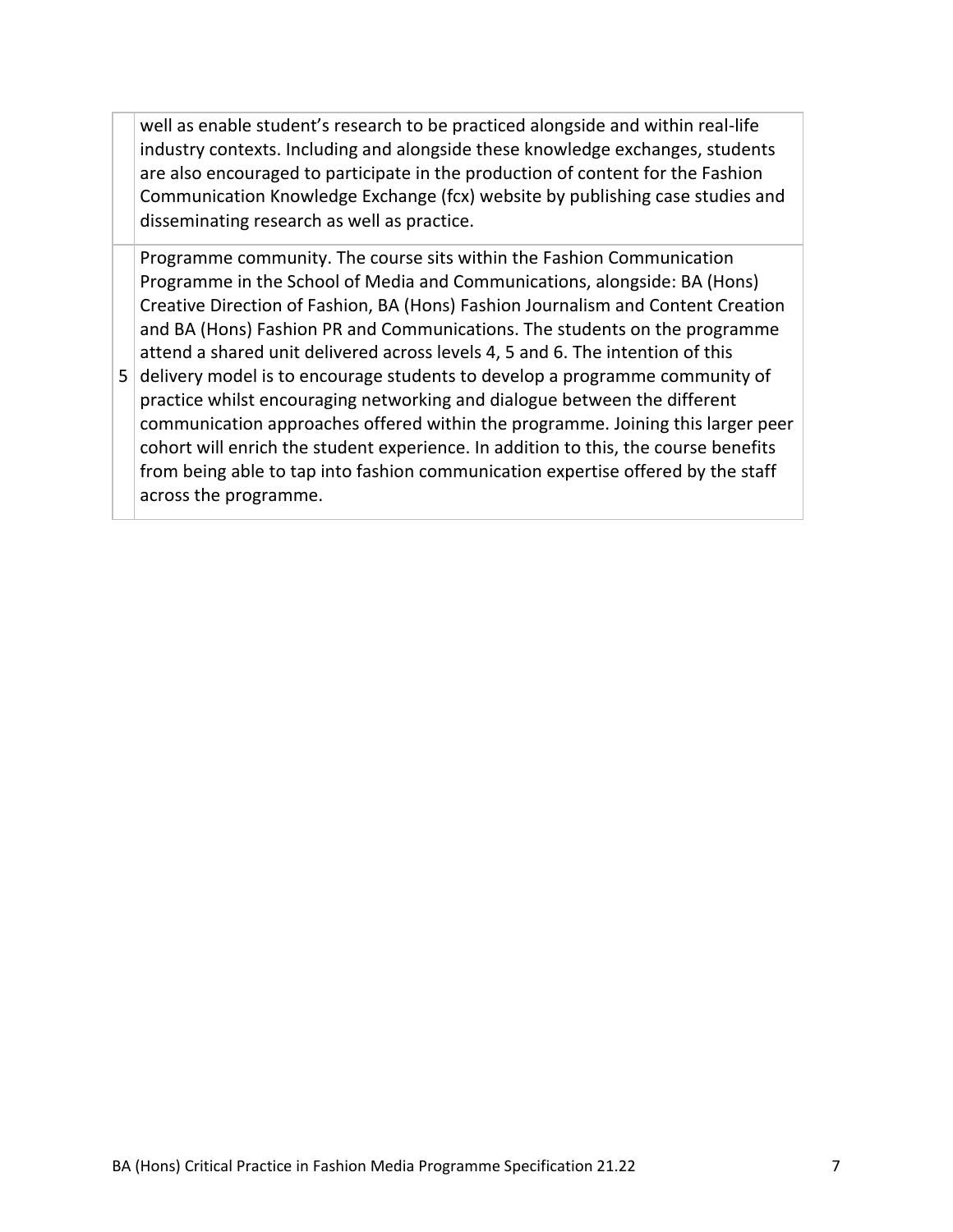| | |
|---|---|
| | well as enable student's research to be practiced alongside and within real-life industry contexts. Including and alongside these knowledge exchanges, students are also encouraged to participate in the production of content for the Fashion Communication Knowledge Exchange (fcx) website by publishing case studies and disseminating research as well as practice. |
| 5 | Programme community. The course sits within the Fashion Communication Programme in the School of Media and Communications, alongside: BA (Hons) Creative Direction of Fashion, BA (Hons) Fashion Journalism and Content Creation and BA (Hons) Fashion PR and Communications. The students on the programme attend a shared unit delivered across levels 4, 5 and 6. The intention of this delivery model is to encourage students to develop a programme community of practice whilst encouraging networking and dialogue between the different communication approaches offered within the programme. Joining this larger peer cohort will enrich the student experience. In addition to this, the course benefits from being able to tap into fashion communication expertise offered by the staff across the programme. |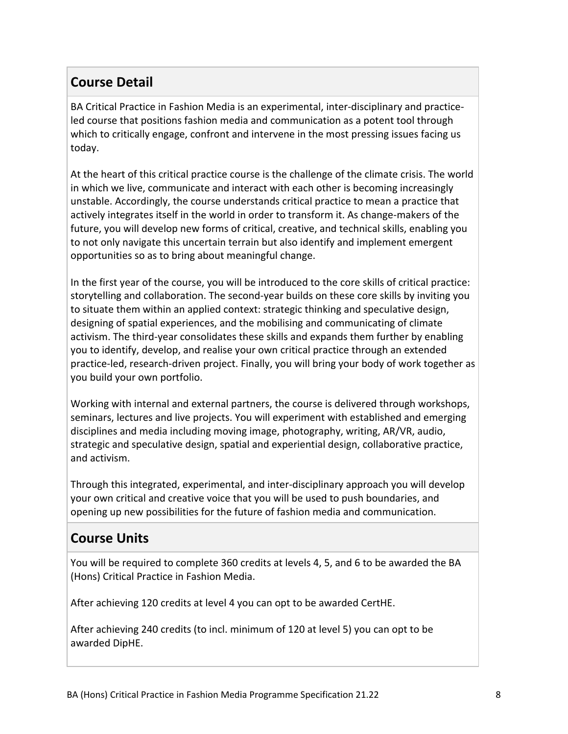## Course Detail

BA Critical Practice in Fashion Media is an experimental, inter-disciplinary and practice-led course that positions fashion media and communication as a potent tool through which to critically engage, confront and intervene in the most pressing issues facing us today.

At the heart of this critical practice course is the challenge of the climate crisis. The world in which we live, communicate and interact with each other is becoming increasingly unstable. Accordingly, the course understands critical practice to mean a practice that actively integrates itself in the world in order to transform it. As change-makers of the future, you will develop new forms of critical, creative, and technical skills, enabling you to not only navigate this uncertain terrain but also identify and implement emergent opportunities so as to bring about meaningful change.

In the first year of the course, you will be introduced to the core skills of critical practice: storytelling and collaboration. The second-year builds on these core skills by inviting you to situate them within an applied context: strategic thinking and speculative design, designing of spatial experiences, and the mobilising and communicating of climate activism. The third-year consolidates these skills and expands them further by enabling you to identify, develop, and realise your own critical practice through an extended practice-led, research-driven project. Finally, you will bring your body of work together as you build your own portfolio.

Working with internal and external partners, the course is delivered through workshops, seminars, lectures and live projects. You will experiment with established and emerging disciplines and media including moving image, photography, writing, AR/VR, audio, strategic and speculative design, spatial and experiential design, collaborative practice, and activism.

Through this integrated, experimental, and inter-disciplinary approach you will develop your own critical and creative voice that you will be used to push boundaries, and opening up new possibilities for the future of fashion media and communication.

## Course Units

You will be required to complete 360 credits at levels 4, 5, and 6 to be awarded the BA (Hons) Critical Practice in Fashion Media.

After achieving 120 credits at level 4 you can opt to be awarded CertHE.

After achieving 240 credits (to incl. minimum of 120 at level 5) you can opt to be awarded DipHE.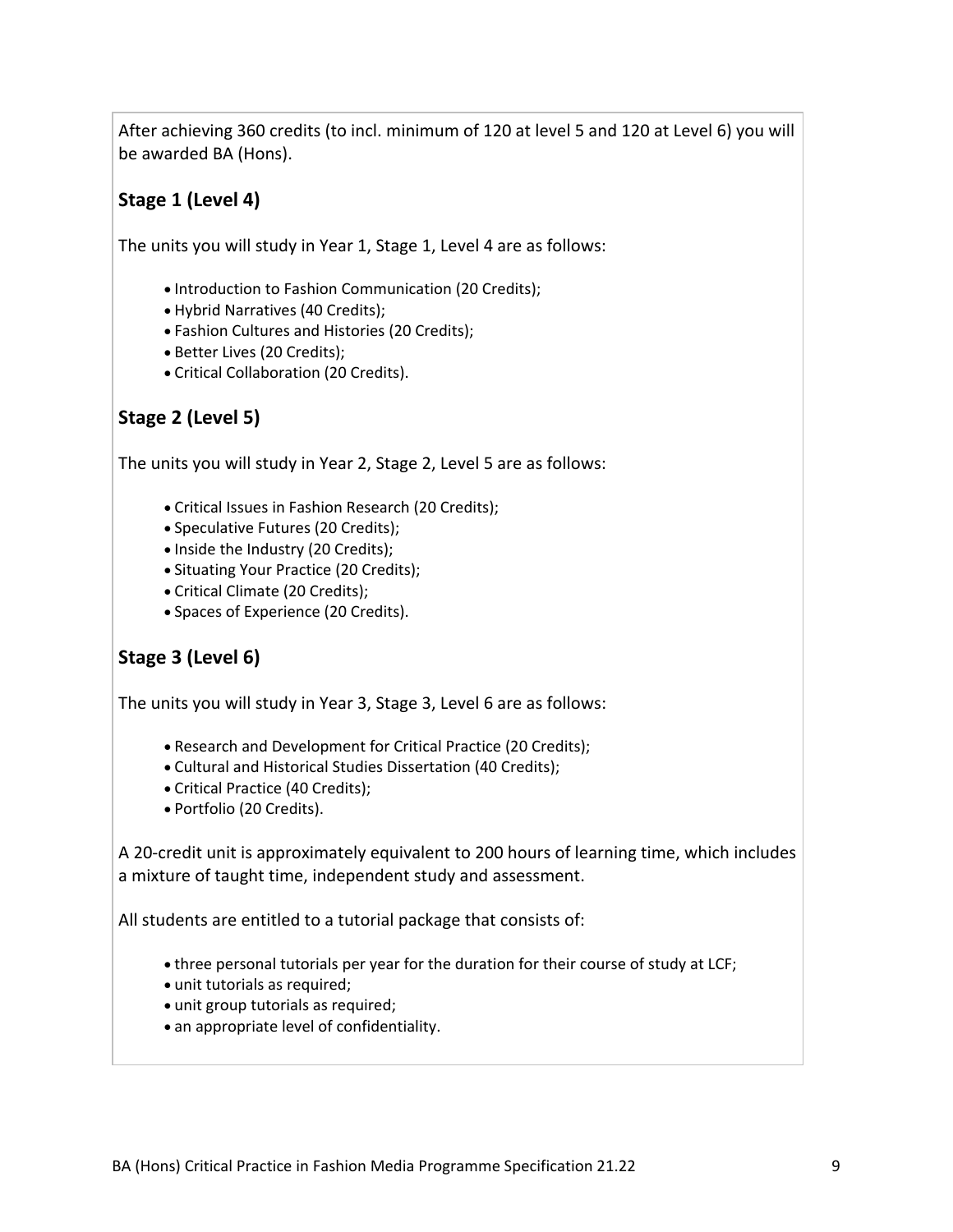After achieving 360 credits (to incl. minimum of 120 at level 5 and 120 at Level 6) you will be awarded BA (Hons).

## Stage 1 (Level 4)

The units you will study in Year 1, Stage 1, Level 4 are as follows:

- Introduction to Fashion Communication (20 Credits);
- Hybrid Narratives (40 Credits);
- Fashion Cultures and Histories (20 Credits);
- Better Lives (20 Credits);
- Critical Collaboration (20 Credits).

## Stage 2 (Level 5)

The units you will study in Year 2, Stage 2, Level 5 are as follows:

- Critical Issues in Fashion Research (20 Credits);
- Speculative Futures (20 Credits);
- Inside the Industry (20 Credits);
- Situating Your Practice (20 Credits);
- Critical Climate (20 Credits);
- Spaces of Experience (20 Credits).

## Stage 3 (Level 6)

The units you will study in Year 3, Stage 3, Level 6 are as follows:

- Research and Development for Critical Practice (20 Credits);
- Cultural and Historical Studies Dissertation (40 Credits);
- Critical Practice (40 Credits);
- Portfolio (20 Credits).

A 20-credit unit is approximately equivalent to 200 hours of learning time, which includes a mixture of taught time, independent study and assessment.

All students are entitled to a tutorial package that consists of:

- three personal tutorials per year for the duration for their course of study at LCF;
- unit tutorials as required;
- unit group tutorials as required;
- an appropriate level of confidentiality.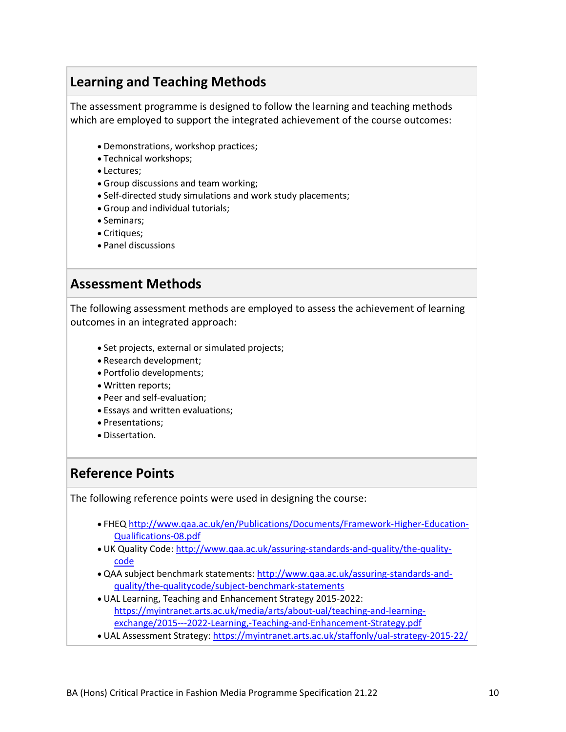## Learning and Teaching Methods

The assessment programme is designed to follow the learning and teaching methods which are employed to support the integrated achievement of the course outcomes:

- Demonstrations, workshop practices;
- Technical workshops;
- Lectures;
- Group discussions and team working;
- Self-directed study simulations and work study placements;
- Group and individual tutorials;
- Seminars;
- Critiques;
- Panel discussions

## Assessment Methods

The following assessment methods are employed to assess the achievement of learning outcomes in an integrated approach:

- Set projects, external or simulated projects;
- Research development;
- Portfolio developments;
- Written reports;
- Peer and self-evaluation;
- Essays and written evaluations;
- Presentations;
- Dissertation.

## Reference Points

The following reference points were used in designing the course:

- FHEQ http://www.qaa.ac.uk/en/Publications/Documents/Framework-Higher-Education-Qualifications-08.pdf
- UK Quality Code: http://www.qaa.ac.uk/assuring-standards-and-quality/the-quality-code
- QAA subject benchmark statements: http://www.qaa.ac.uk/assuring-standards-and-quality/the-qualitycode/subject-benchmark-statements
- UAL Learning, Teaching and Enhancement Strategy 2015-2022: https://myintranet.arts.ac.uk/media/arts/about-ual/teaching-and-learning-exchange/2015---2022-Learning,-Teaching-and-Enhancement-Strategy.pdf
- UAL Assessment Strategy: https://myintranet.arts.ac.uk/staffonly/ual-strategy-2015-22/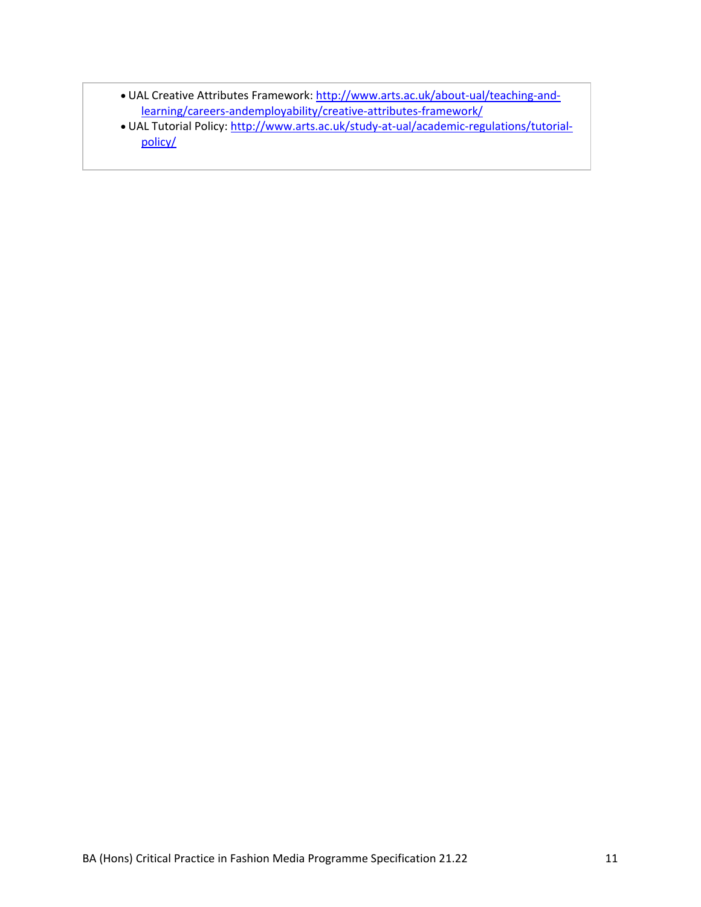- UAL Creative Attributes Framework: [http://www.arts.ac.uk/about-ual/teaching-and-learning/careers-andemployability/creative-attributes-framework/](http://www.arts.ac.uk/about-ual/teaching-and-learning/careers-andemployability/creative-attributes-framework/)
- UAL Tutorial Policy: [http://www.arts.ac.uk/study-at-ual/academic-regulations/tutorial-policy/](http://www.arts.ac.uk/study-at-ual/academic-regulations/tutorial-policy/)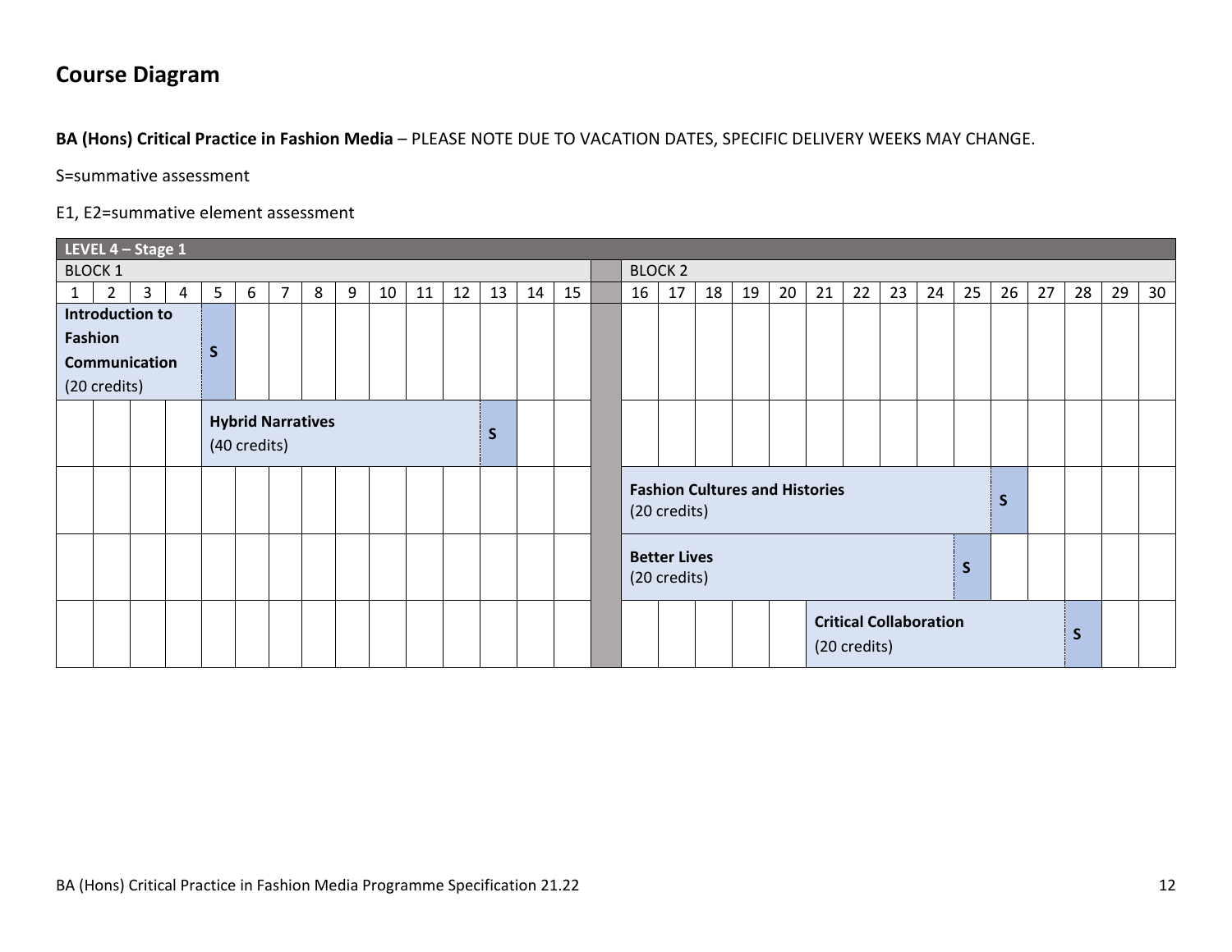## Course Diagram

**BA (Hons) Critical Practice in Fashion Media** – PLEASE NOTE DUE TO VACATION DATES, SPECIFIC DELIVERY WEEKS MAY CHANGE.

S=summative assessment

E1, E2=summative element assessment

| LEVEL 4 – Stage 1 | | | | | | | | | | | | | | | | | | | | | | | | | | | | | | |
|---|---|---|---|---|---|---|---|---|---|---|---|---|---|---|---|---|---|---|---|---|---|---|---|---|---|---|---|---|---|---|
| BLOCK 1 | | | | | | | | | | | | | | | | BLOCK 2 | | | | | | | | | | | | | | |
| 1 | 2 | 3 | 4 | 5 | 6 | 7 | 8 | 9 | 10 | 11 | 12 | 13 | 14 | 15 | | 16 | 17 | 18 | 19 | 20 | 21 | 22 | 23 | 24 | 25 | 26 | 27 | 28 | 29 | 30 |
| **Introduction to Fashion Communication** (20 credits) | | | | S | | | | | | | | | | | | | | | | | | | | | | | | | | |
| | | | | **Hybrid Narratives** (40 credits) | | | | | | | | S | | | | | | | | | | | | | | | | | | |
| | | | | | | | | | | | | | | | | **Fashion Cultures and Histories** (20 credits) | | | | | | | | | | S | | | | |
| | | | | | | | | | | | | | | | | **Better Lives** (20 credits) | | | | | | | | | S | | | | | |
| | | | | | | | | | | | | | | | | | | | | | **Critical Collaboration** (20 credits) | | | | | | | S | | |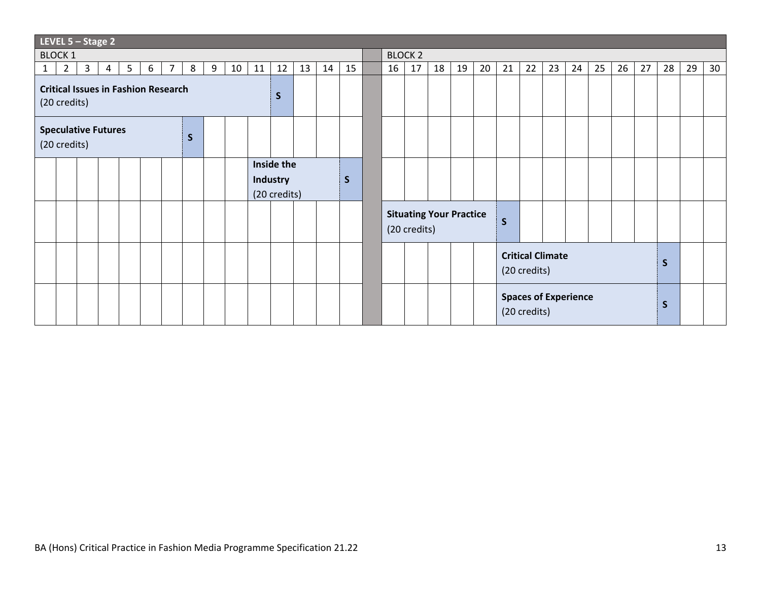| LEVEL 5 – Stage 2 | | | | | | | | | | | | | | | | | | | | | | | | | | | | | | |
|---|---|---|---|---|---|---|---|---|---|---|---|---|---|---|---|---|---|---|---|---|---|---|---|---|---|---|---|---|---|---|
| BLOCK 1 | | | | | | | | | | | | | | | | BLOCK 2 | | | | | | | | | | | | | | |
| 1 | 2 | 3 | 4 | 5 | 6 | 7 | 8 | 9 | 10 | 11 | 12 | 13 | 14 | 15 | | 16 | 17 | 18 | 19 | 20 | 21 | 22 | 23 | 24 | 25 | 26 | 27 | 28 | 29 | 30 |
| **Critical Issues in Fashion Research** (20 credits) | | | | | | | | | | | S | | | | | | | | | | | | | | | | | | | |
| **Speculative Futures** (20 credits) | | | | | | | S | | | | | | | | | | | | | | | | | | | | | | | |
| | | | | | | | | | | **Inside the Industry** (20 credits) | | | | S | | | | | | | | | | | | | | | | |
| | | | | | | | | | | | | | | | | **Situating Your Practice** (20 credits) | | | | | S | | | | | | | | | |
| | | | | | | | | | | | | | | | | | | | | | **Critical Climate** (20 credits) | | | | | | | S | | |
| | | | | | | | | | | | | | | | | | | | | | **Spaces of Experience** (20 credits) | | | | | | | S | | |

BA (Hons) Critical Practice in Fashion Media Programme Specification 21.22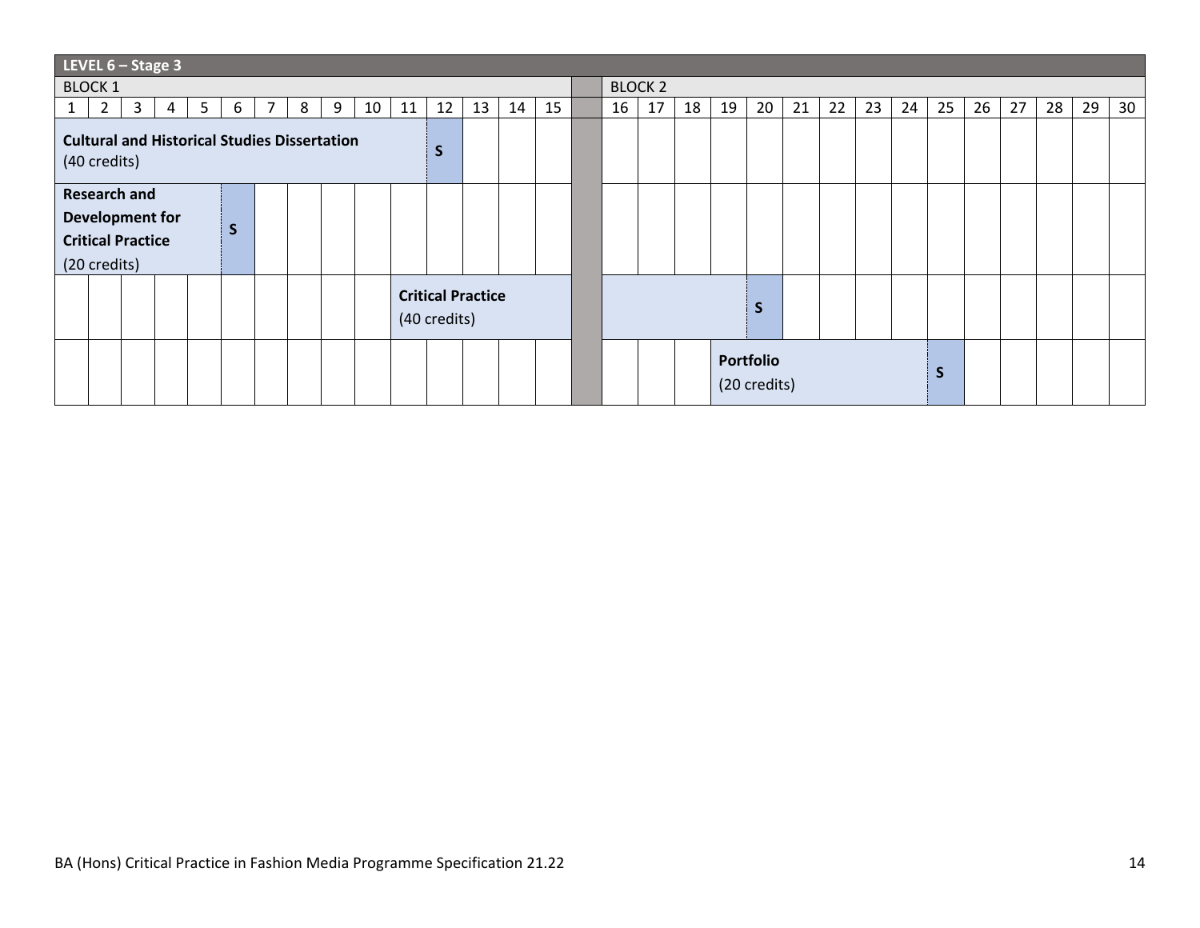| LEVEL 6 – Stage 3 | | | | | | | | | | | | | | | | | | | | | | | | | | | | | | |
|---|---|---|---|---|---|---|---|---|---|---|---|---|---|---|---|---|---|---|---|---|---|---|---|---|---|---|---|---|---|---|
| BLOCK 1 | | | | | | | | | | | | | | | | BLOCK 2 | | | | | | | | | | | | | | |
| 1 | 2 | 3 | 4 | 5 | 6 | 7 | 8 | 9 | 10 | 11 | 12 | 13 | 14 | 15 | | 16 | 17 | 18 | 19 | 20 | 21 | 22 | 23 | 24 | 25 | 26 | 27 | 28 | 29 | 30 |
| **Cultural and Historical Studies Dissertation** (40 credits) | | | | | | | | | | | S | | | | | | | | | | | | | | | | | | | |
| **Research and Development for Critical Practice** (20 credits) | | | | | S | | | | | | | | | | | | | | | | | | | | | | | | | |
| | | | | | | | | | | **Critical Practice** (40 credits) | | | | | | | | | | S | | | | | | | | | | |
| | | | | | | | | | | | | | | | | | | | **Portfolio** (20 credits) | | | | | | S | | | | | |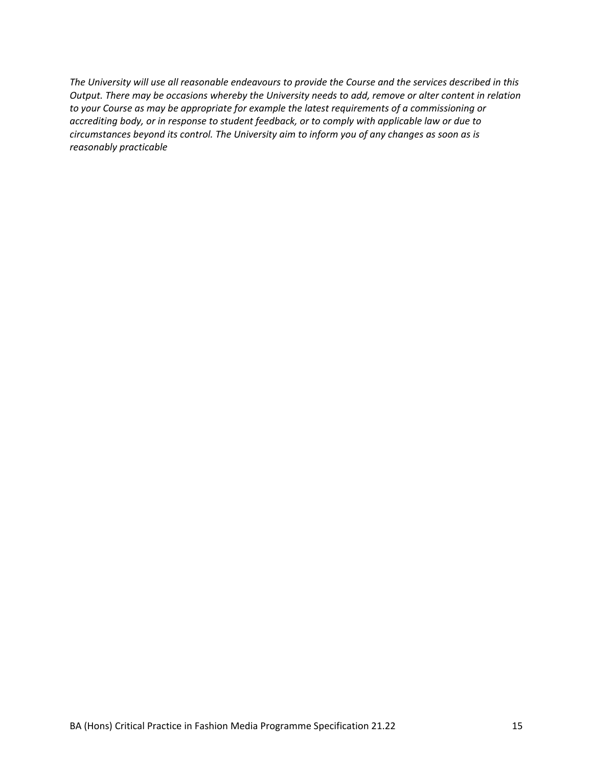*The University will use all reasonable endeavours to provide the Course and the services described in this Output. There may be occasions whereby the University needs to add, remove or alter content in relation to your Course as may be appropriate for example the latest requirements of a commissioning or accrediting body, or in response to student feedback, or to comply with applicable law or due to circumstances beyond its control. The University aim to inform you of any changes as soon as is reasonably practicable*